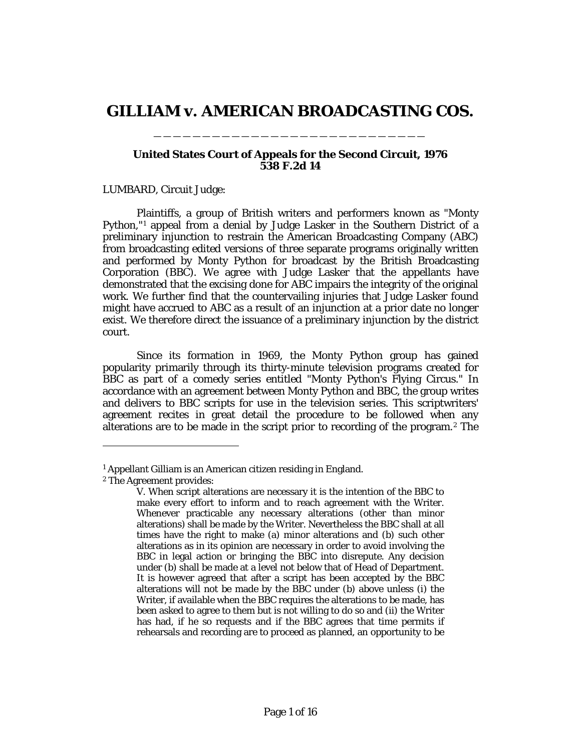# GILLIAM v. AMERICAN BROADCASTING COS.

**United States Court of Appeals for the Second Circuit, 1976**
**538 F.2d 14**

LUMBARD, Circuit Judge:

Plaintiffs, a group of British writers and performers known as "Monty Python,"[1] appeal from a denial by Judge Lasker in the Southern District of a preliminary injunction to restrain the American Broadcasting Company (ABC) from broadcasting edited versions of three separate programs originally written and performed by Monty Python for broadcast by the British Broadcasting Corporation (BBC). We agree with Judge Lasker that the appellants have demonstrated that the excising done for ABC impairs the integrity of the original work. We further find that the countervailing injuries that Judge Lasker found might have accrued to ABC as a result of an injunction at a prior date no longer exist. We therefore direct the issuance of a preliminary injunction by the district court.

Since its formation in 1969, the Monty Python group has gained popularity primarily through its thirty-minute television programs created for BBC as part of a comedy series entitled "Monty Python's Flying Circus." In accordance with an agreement between Monty Python and BBC, the group writes and delivers to BBC scripts for use in the television series. This scriptwriters' agreement recites in great detail the procedure to be followed when any alterations are to be made in the script prior to recording of the program.[2] The

---

[1] Appellant Gilliam is an American citizen residing in England.

[2] The Agreement provides:

> V. When script alterations are necessary it is the intention of the BBC to make every effort to inform and to reach agreement with the Writer. Whenever practicable any necessary alterations (other than minor alterations) shall be made by the Writer. Nevertheless the BBC shall at all times have the right to make (a) minor alterations and (b) such other alterations as in its opinion are necessary in order to avoid involving the BBC in legal action or bringing the BBC into disrepute. Any decision under (b) shall be made at a level not below that of Head of Department. It is however agreed that after a script has been accepted by the BBC alterations will not be made by the BBC under (b) above unless (i) the Writer, if available when the BBC requires the alterations to be made, has been asked to agree to them but is not willing to do so and (ii) the Writer has had, if he so requests and if the BBC agrees that time permits if rehearsals and recording are to proceed as planned, an opportunity to be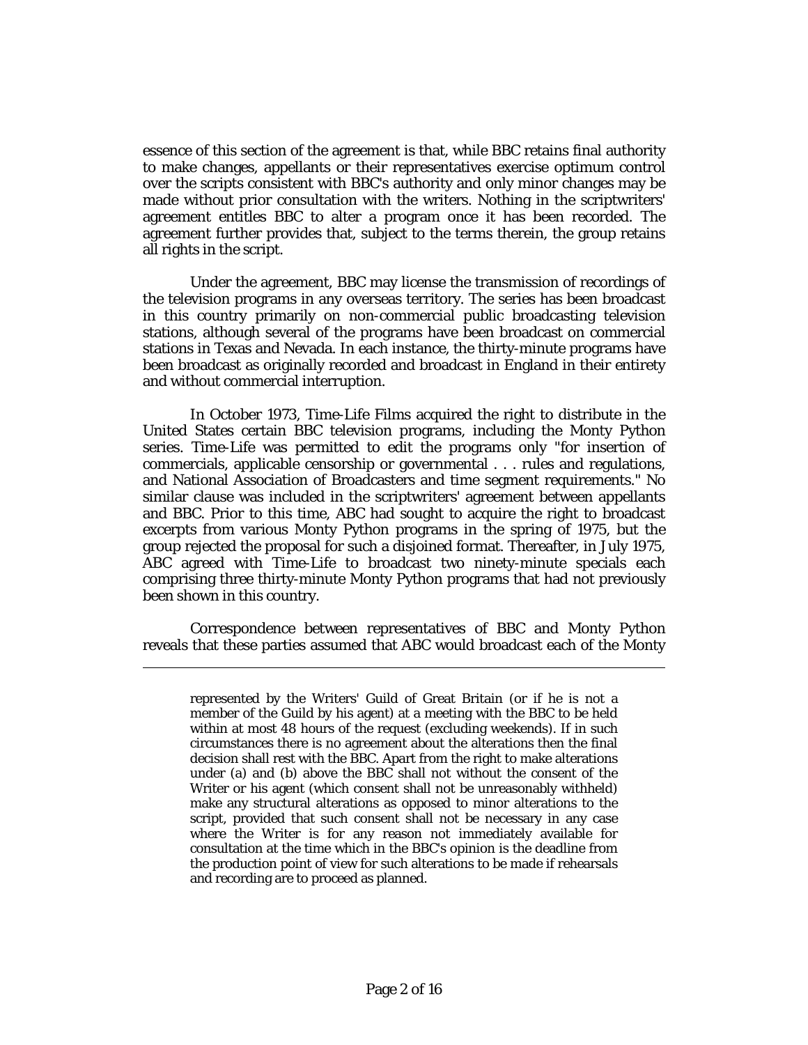essence of this section of the agreement is that, while BBC retains final authority to make changes, appellants or their representatives exercise optimum control over the scripts consistent with BBC's authority and only minor changes may be made without prior consultation with the writers. Nothing in the scriptwriters' agreement entitles BBC to alter a program once it has been recorded. The agreement further provides that, subject to the terms therein, the group retains all rights in the script.

Under the agreement, BBC may license the transmission of recordings of the television programs in any overseas territory. The series has been broadcast in this country primarily on non-commercial public broadcasting television stations, although several of the programs have been broadcast on commercial stations in Texas and Nevada. In each instance, the thirty-minute programs have been broadcast as originally recorded and broadcast in England in their entirety and without commercial interruption.

In October 1973, Time-Life Films acquired the right to distribute in the United States certain BBC television programs, including the Monty Python series. Time-Life was permitted to edit the programs only "for insertion of commercials, applicable censorship or governmental . . . rules and regulations, and National Association of Broadcasters and time segment requirements." No similar clause was included in the scriptwriters' agreement between appellants and BBC. Prior to this time, ABC had sought to acquire the right to broadcast excerpts from various Monty Python programs in the spring of 1975, but the group rejected the proposal for such a disjoined format. Thereafter, in July 1975, ABC agreed with Time-Life to broadcast two ninety-minute specials each comprising three thirty-minute Monty Python programs that had not previously been shown in this country.

Correspondence between representatives of BBC and Monty Python reveals that these parties assumed that ABC would broadcast each of the Monty

---

represented by the Writers' Guild of Great Britain (or if he is not a member of the Guild by his agent) at a meeting with the BBC to be held within at most 48 hours of the request (excluding weekends). If in such circumstances there is no agreement about the alterations then the final decision shall rest with the BBC. Apart from the right to make alterations under (a) and (b) above the BBC shall not without the consent of the Writer or his agent (which consent shall not be unreasonably withheld) make any structural alterations as opposed to minor alterations to the script, provided that such consent shall not be necessary in any case where the Writer is for any reason not immediately available for consultation at the time which in the BBC's opinion is the deadline from the production point of view for such alterations to be made if rehearsals and recording are to proceed as planned.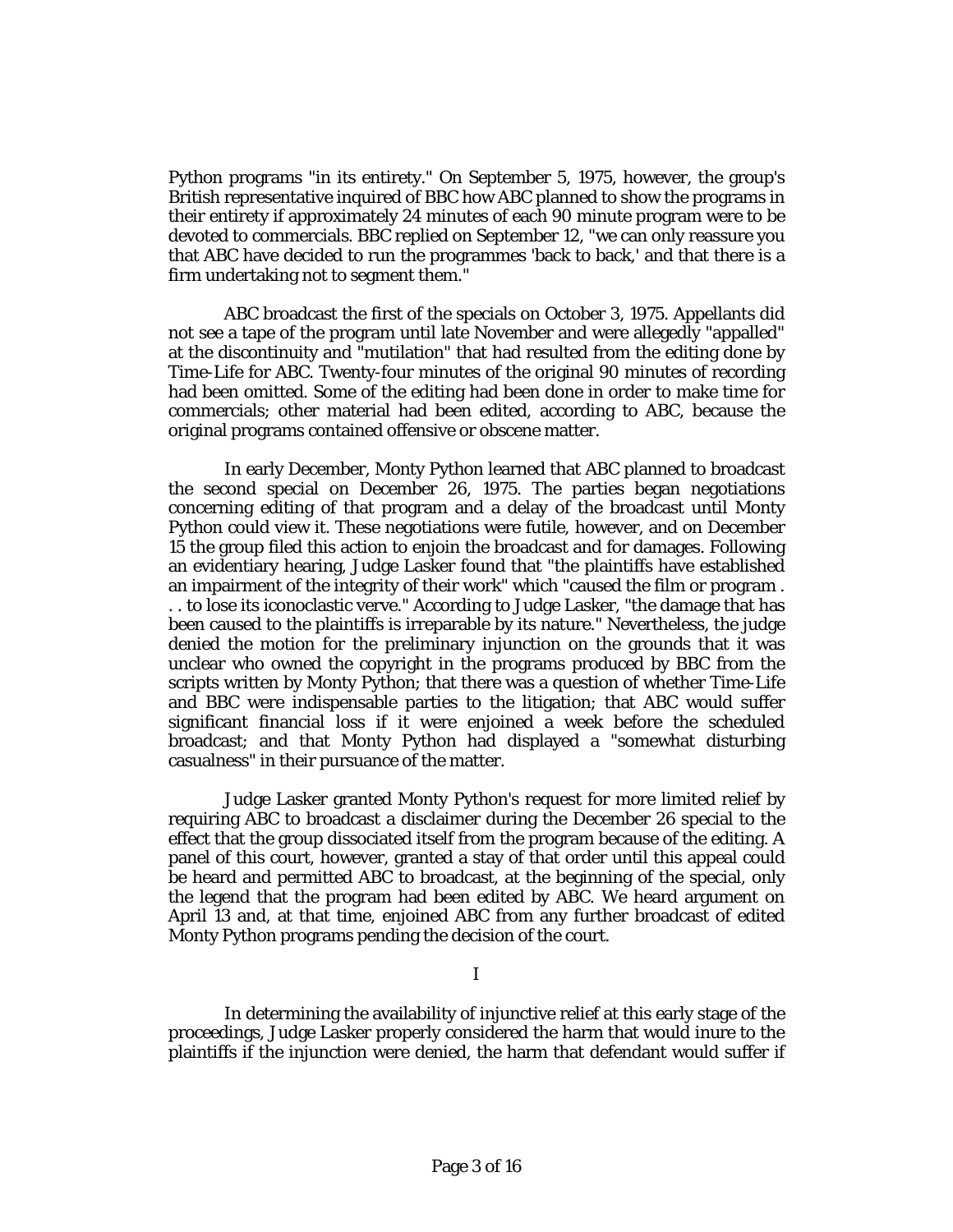Python programs "in its entirety." On September 5, 1975, however, the group's British representative inquired of BBC how ABC planned to show the programs in their entirety if approximately 24 minutes of each 90 minute program were to be devoted to commercials. BBC replied on September 12, "we can only reassure you that ABC have decided to run the programmes 'back to back,' and that there is a firm undertaking not to segment them."

ABC broadcast the first of the specials on October 3, 1975. Appellants did not see a tape of the program until late November and were allegedly "appalled" at the discontinuity and "mutilation" that had resulted from the editing done by Time-Life for ABC. Twenty-four minutes of the original 90 minutes of recording had been omitted. Some of the editing had been done in order to make time for commercials; other material had been edited, according to ABC, because the original programs contained offensive or obscene matter.

In early December, Monty Python learned that ABC planned to broadcast the second special on December 26, 1975. The parties began negotiations concerning editing of that program and a delay of the broadcast until Monty Python could view it. These negotiations were futile, however, and on December 15 the group filed this action to enjoin the broadcast and for damages. Following an evidentiary hearing, Judge Lasker found that "the plaintiffs have established an impairment of the integrity of their work" which "caused the film or program . . . to lose its iconoclastic verve." According to Judge Lasker, "the damage that has been caused to the plaintiffs is irreparable by its nature." Nevertheless, the judge denied the motion for the preliminary injunction on the grounds that it was unclear who owned the copyright in the programs produced by BBC from the scripts written by Monty Python; that there was a question of whether Time-Life and BBC were indispensable parties to the litigation; that ABC would suffer significant financial loss if it were enjoined a week before the scheduled broadcast; and that Monty Python had displayed a "somewhat disturbing casualness" in their pursuance of the matter.

Judge Lasker granted Monty Python's request for more limited relief by requiring ABC to broadcast a disclaimer during the December 26 special to the effect that the group dissociated itself from the program because of the editing. A panel of this court, however, granted a stay of that order until this appeal could be heard and permitted ABC to broadcast, at the beginning of the special, only the legend that the program had been edited by ABC. We heard argument on April 13 and, at that time, enjoined ABC from any further broadcast of edited Monty Python programs pending the decision of the court.

## I

In determining the availability of injunctive relief at this early stage of the proceedings, Judge Lasker properly considered the harm that would inure to the plaintiffs if the injunction were denied, the harm that defendant would suffer if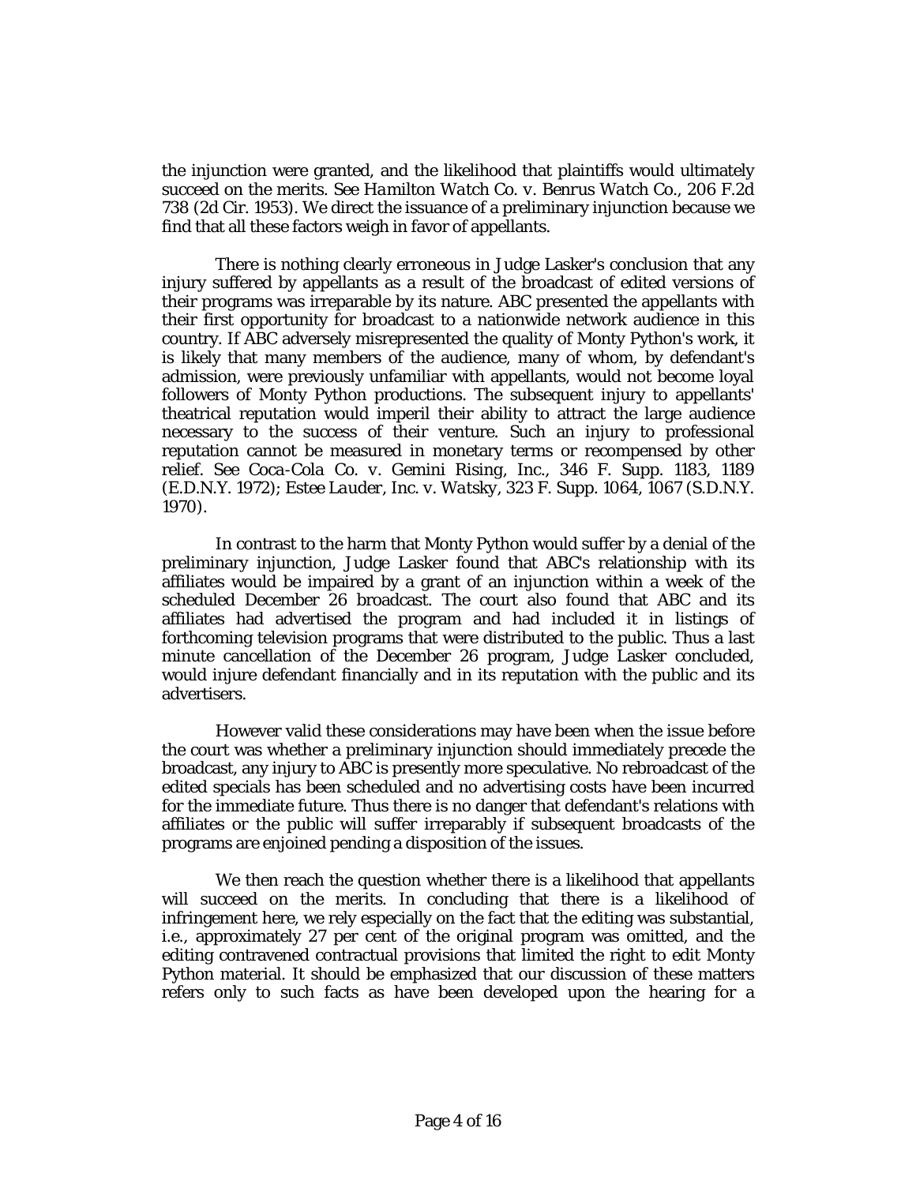the injunction were granted, and the likelihood that plaintiffs would ultimately succeed on the merits. See *Hamilton Watch Co. v. Benrus Watch Co.*, 206 F.2d 738 (2d Cir. 1953). We direct the issuance of a preliminary injunction because we find that all these factors weigh in favor of appellants.

There is nothing clearly erroneous in Judge Lasker's conclusion that any injury suffered by appellants as a result of the broadcast of edited versions of their programs was irreparable by its nature. ABC presented the appellants with their first opportunity for broadcast to a nationwide network audience in this country. If ABC adversely misrepresented the quality of Monty Python's work, it is likely that many members of the audience, many of whom, by defendant's admission, were previously unfamiliar with appellants, would not become loyal followers of Monty Python productions. The subsequent injury to appellants' theatrical reputation would imperil their ability to attract the large audience necessary to the success of their venture. Such an injury to professional reputation cannot be measured in monetary terms or recompensed by other relief. See *Coca-Cola Co. v. Gemini Rising, Inc.*, 346 F. Supp. 1183, 1189 (E.D.N.Y. 1972); *Estee Lauder, Inc. v. Watsky*, 323 F. Supp. 1064, 1067 (S.D.N.Y. 1970).

In contrast to the harm that Monty Python would suffer by a denial of the preliminary injunction, Judge Lasker found that ABC's relationship with its affiliates would be impaired by a grant of an injunction within a week of the scheduled December 26 broadcast. The court also found that ABC and its affiliates had advertised the program and had included it in listings of forthcoming television programs that were distributed to the public. Thus a last minute cancellation of the December 26 program, Judge Lasker concluded, would injure defendant financially and in its reputation with the public and its advertisers.

However valid these considerations may have been when the issue before the court was whether a preliminary injunction should immediately precede the broadcast, any injury to ABC is presently more speculative. No rebroadcast of the edited specials has been scheduled and no advertising costs have been incurred for the immediate future. Thus there is no danger that defendant's relations with affiliates or the public will suffer irreparably if subsequent broadcasts of the programs are enjoined pending a disposition of the issues.

We then reach the question whether there is a likelihood that appellants will succeed on the merits. In concluding that there is a likelihood of infringement here, we rely especially on the fact that the editing was substantial, i.e., approximately 27 per cent of the original program was omitted, and the editing contravened contractual provisions that limited the right to edit Monty Python material. It should be emphasized that our discussion of these matters refers only to such facts as have been developed upon the hearing for a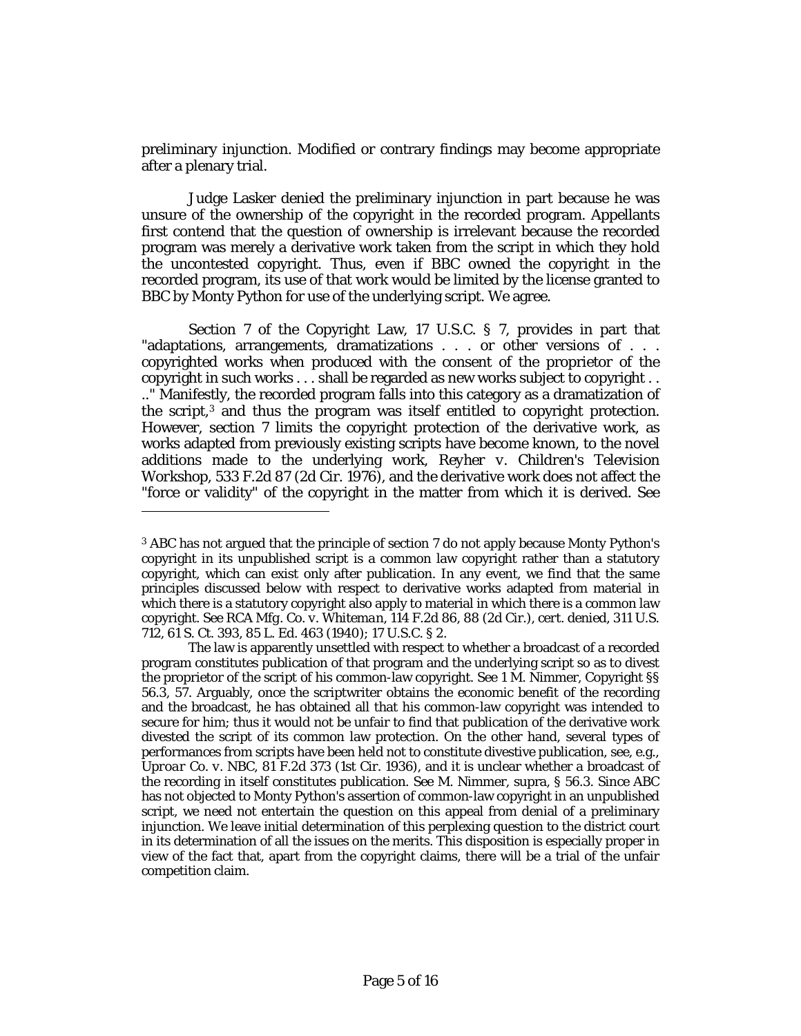preliminary injunction. Modified or contrary findings may become appropriate after a plenary trial.

Judge Lasker denied the preliminary injunction in part because he was unsure of the ownership of the copyright in the recorded program. Appellants first contend that the question of ownership is irrelevant because the recorded program was merely a derivative work taken from the script in which they hold the uncontested copyright. Thus, even if BBC owned the copyright in the recorded program, its use of that work would be limited by the license granted to BBC by Monty Python for use of the underlying script. We agree.

Section 7 of the Copyright Law, 17 U.S.C. § 7, provides in part that "adaptations, arrangements, dramatizations . . . or other versions of . . . copyrighted works when produced with the consent of the proprietor of the copyright in such works . . . shall be regarded as new works subject to copyright . . . ." Manifestly, the recorded program falls into this category as a dramatization of the script,[3] and thus the program was itself entitled to copyright protection. However, section 7 limits the copyright protection of the derivative work, as works adapted from previously existing scripts have become known, to the novel additions made to the underlying work, *Reyher v. Children's Television Workshop*, 533 F.2d 87 (2d Cir. 1976), and the derivative work does not affect the "force or validity" of the copyright in the matter from which it is derived. See

---

[3] ABC has not argued that the principle of section 7 do not apply because Monty Python's copyright in its unpublished script is a common law copyright rather than a statutory copyright, which can exist only after publication. In any event, we find that the same principles discussed below with respect to derivative works adapted from material in which there is a statutory copyright also apply to material in which there is a common law copyright. See *RCA Mfg. Co. v. Whiteman*, 114 F.2d 86, 88 (2d Cir.), cert. denied, 311 U.S. 712, 61 S. Ct. 393, 85 L. Ed. 463 (1940); 17 U.S.C. § 2.

The law is apparently unsettled with respect to whether a broadcast of a recorded program constitutes publication of that program and the underlying script so as to divest the proprietor of the script of his common-law copyright. See 1 M. Nimmer, Copyright §§ 56.3, 57. Arguably, once the scriptwriter obtains the economic benefit of the recording and the broadcast, he has obtained all that his common-law copyright was intended to secure for him; thus it would not be unfair to find that publication of the derivative work divested the script of its common law protection. On the other hand, several types of performances from scripts have been held not to constitute divestive publication, see, e.g., *Uproar Co. v. NBC*, 81 F.2d 373 (1st Cir. 1936), and it is unclear whether a broadcast of the recording in itself constitutes publication. See M. Nimmer, supra, § 56.3. Since ABC has not objected to Monty Python's assertion of common-law copyright in an unpublished script, we need not entertain the question on this appeal from denial of a preliminary injunction. We leave initial determination of this perplexing question to the district court in its determination of all the issues on the merits. This disposition is especially proper in view of the fact that, apart from the copyright claims, there will be a trial of the unfair competition claim.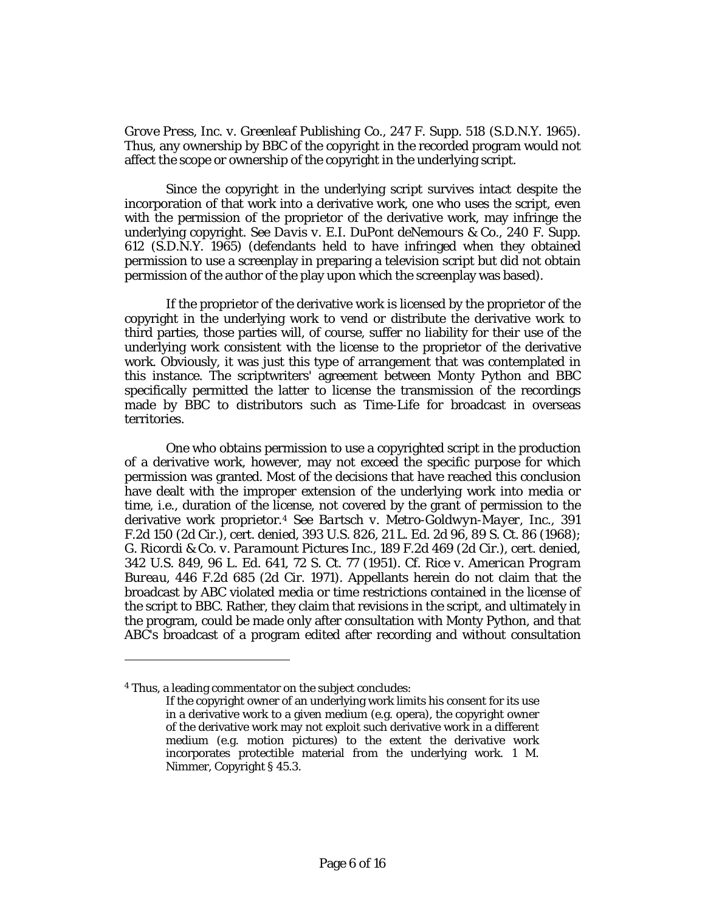*Grove Press, Inc. v. Greenleaf Publishing Co.*, 247 F. Supp. 518 (S.D.N.Y. 1965). Thus, any ownership by BBC of the copyright in the recorded program would not affect the scope or ownership of the copyright in the underlying script.

Since the copyright in the underlying script survives intact despite the incorporation of that work into a derivative work, one who uses the script, even with the permission of the proprietor of the derivative work, may infringe the underlying copyright. See *Davis v. E.I. DuPont deNemours & Co.*, 240 F. Supp. 612 (S.D.N.Y. 1965) (defendants held to have infringed when they obtained permission to use a screenplay in preparing a television script but did not obtain permission of the author of the play upon which the screenplay was based).

If the proprietor of the derivative work is licensed by the proprietor of the copyright in the underlying work to vend or distribute the derivative work to third parties, those parties will, of course, suffer no liability for their use of the underlying work consistent with the license to the proprietor of the derivative work. Obviously, it was just this type of arrangement that was contemplated in this instance. The scriptwriters' agreement between Monty Python and BBC specifically permitted the latter to license the transmission of the recordings made by BBC to distributors such as Time-Life for broadcast in overseas territories.

One who obtains permission to use a copyrighted script in the production of a derivative work, however, may not exceed the specific purpose for which permission was granted. Most of the decisions that have reached this conclusion have dealt with the improper extension of the underlying work into media or time, i.e., duration of the license, not covered by the grant of permission to the derivative work proprietor.[4] See *Bartsch v. Metro-Goldwyn-Mayer, Inc.*, 391 F.2d 150 (2d Cir.), cert. denied, 393 U.S. 826, 21 L. Ed. 2d 96, 89 S. Ct. 86 (1968); *G. Ricordi & Co. v. Paramount Pictures Inc.*, 189 F.2d 469 (2d Cir.), cert. denied, 342 U.S. 849, 96 L. Ed. 641, 72 S. Ct. 77 (1951). Cf. *Rice v. American Program Bureau*, 446 F.2d 685 (2d Cir. 1971). Appellants herein do not claim that the broadcast by ABC violated media or time restrictions contained in the license of the script to BBC. Rather, they claim that revisions in the script, and ultimately in the program, could be made only after consultation with Monty Python, and that ABC's broadcast of a program edited after recording and without consultation

---

[4] Thus, a leading commentator on the subject concludes:

> If the copyright owner of an underlying work limits his consent for its use in a derivative work to a given medium (e.g. opera), the copyright owner of the derivative work may not exploit such derivative work in a different medium (e.g. motion pictures) to the extent the derivative work incorporates protectible material from the underlying work. 1 M. Nimmer, Copyright § 45.3.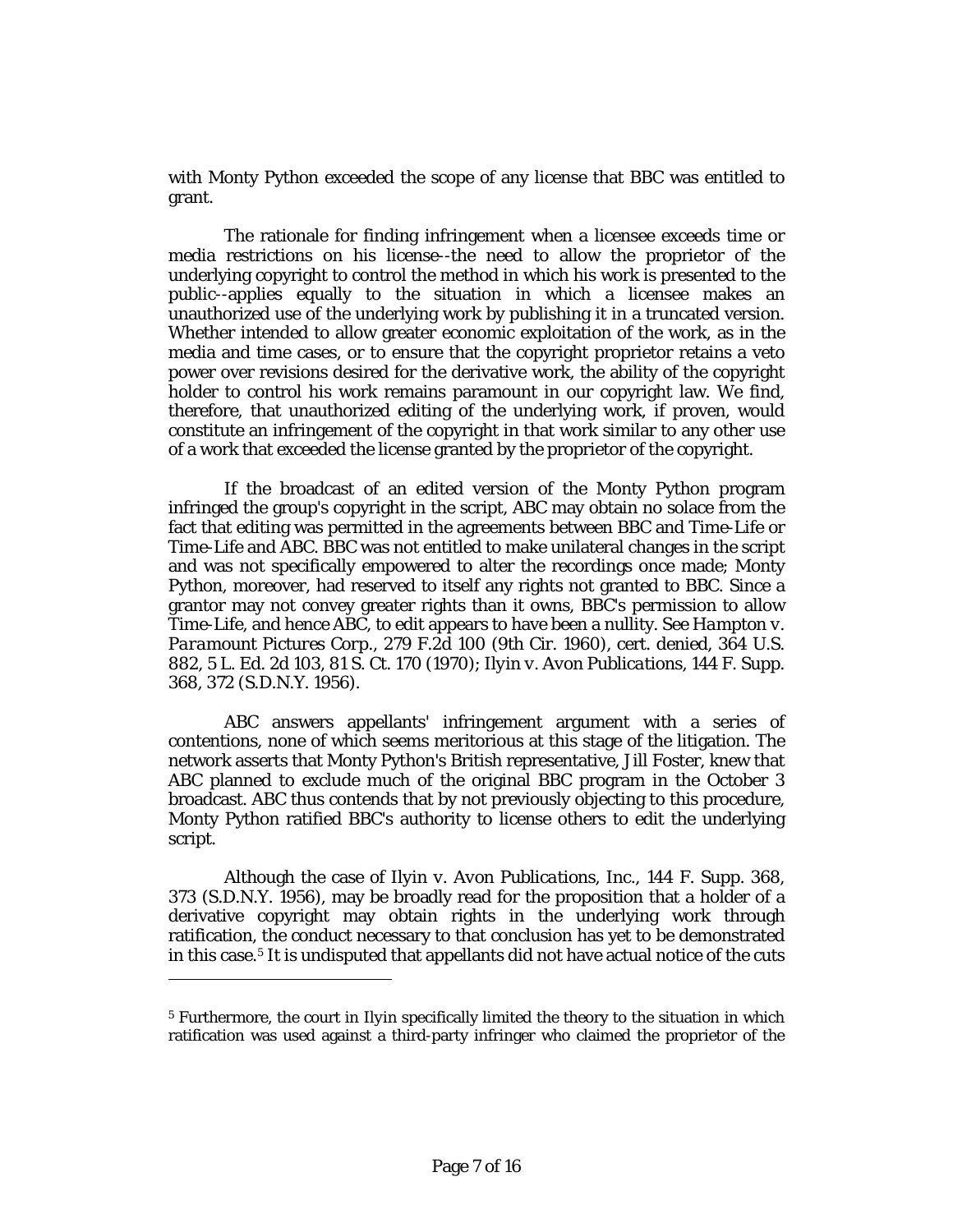with Monty Python exceeded the scope of any license that BBC was entitled to grant.

The rationale for finding infringement when a licensee exceeds time or media restrictions on his license--the need to allow the proprietor of the underlying copyright to control the method in which his work is presented to the public--applies equally to the situation in which a licensee makes an unauthorized use of the underlying work by publishing it in a truncated version. Whether intended to allow greater economic exploitation of the work, as in the media and time cases, or to ensure that the copyright proprietor retains a veto power over revisions desired for the derivative work, the ability of the copyright holder to control his work remains paramount in our copyright law. We find, therefore, that unauthorized editing of the underlying work, if proven, would constitute an infringement of the copyright in that work similar to any other use of a work that exceeded the license granted by the proprietor of the copyright.

If the broadcast of an edited version of the Monty Python program infringed the group's copyright in the script, ABC may obtain no solace from the fact that editing was permitted in the agreements between BBC and Time-Life or Time-Life and ABC. BBC was not entitled to make unilateral changes in the script and was not specifically empowered to alter the recordings once made; Monty Python, moreover, had reserved to itself any rights not granted to BBC. Since a grantor may not convey greater rights than it owns, BBC's permission to allow Time-Life, and hence ABC, to edit appears to have been a nullity. See *Hampton v. Paramount Pictures Corp.*, 279 F.2d 100 (9th Cir. 1960), cert. denied, 364 U.S. 882, 5 L. Ed. 2d 103, 81 S. Ct. 170 (1970); *Ilyin v. Avon Publications*, 144 F. Supp. 368, 372 (S.D.N.Y. 1956).

ABC answers appellants' infringement argument with a series of contentions, none of which seems meritorious at this stage of the litigation. The network asserts that Monty Python's British representative, Jill Foster, knew that ABC planned to exclude much of the original BBC program in the October 3 broadcast. ABC thus contends that by not previously objecting to this procedure, Monty Python ratified BBC's authority to license others to edit the underlying script.

Although the case of *Ilyin v. Avon Publications, Inc.*, 144 F. Supp. 368, 373 (S.D.N.Y. 1956), may be broadly read for the proposition that a holder of a derivative copyright may obtain rights in the underlying work through ratification, the conduct necessary to that conclusion has yet to be demonstrated in this case.[5] It is undisputed that appellants did not have actual notice of the cuts

[5] Furthermore, the court in Ilyin specifically limited the theory to the situation in which ratification was used against a third-party infringer who claimed the proprietor of the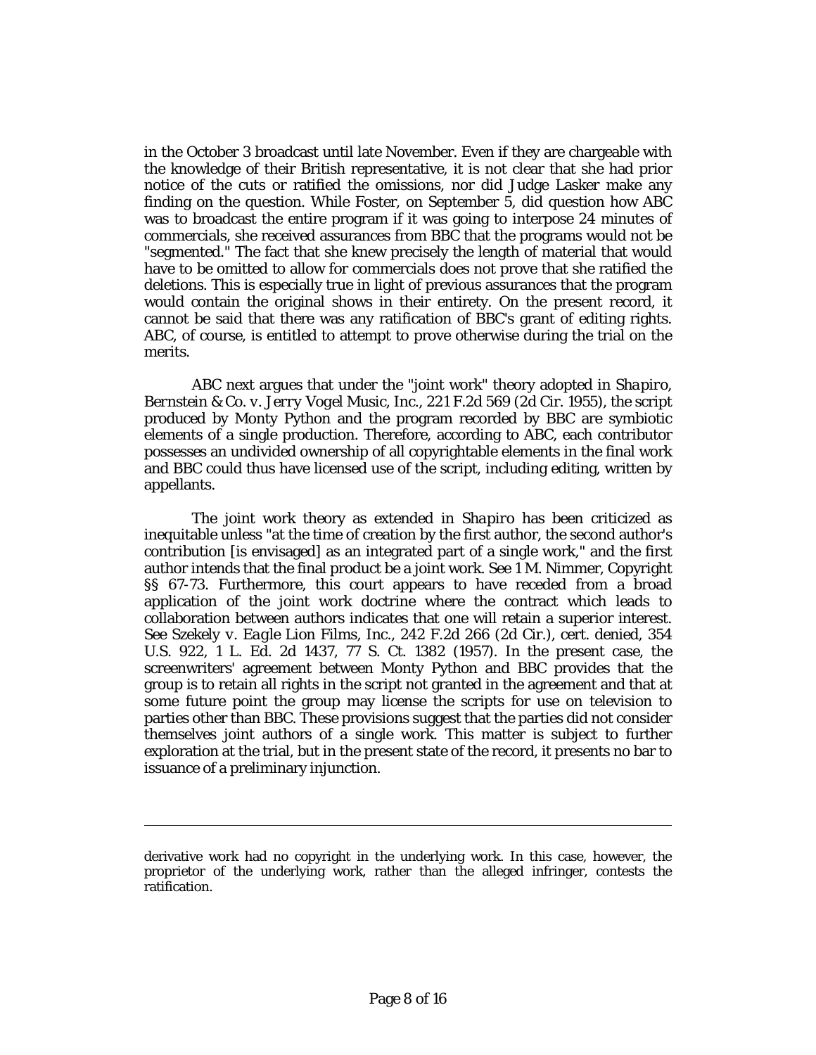in the October 3 broadcast until late November. Even if they are chargeable with the knowledge of their British representative, it is not clear that she had prior notice of the cuts or ratified the omissions, nor did Judge Lasker make any finding on the question. While Foster, on September 5, did question how ABC was to broadcast the entire program if it was going to interpose 24 minutes of commercials, she received assurances from BBC that the programs would not be "segmented." The fact that she knew precisely the length of material that would have to be omitted to allow for commercials does not prove that she ratified the deletions. This is especially true in light of previous assurances that the program would contain the original shows in their entirety. On the present record, it cannot be said that there was any ratification of BBC's grant of editing rights. ABC, of course, is entitled to attempt to prove otherwise during the trial on the merits.

ABC next argues that under the "joint work" theory adopted in *Shapiro, Bernstein & Co. v. Jerry Vogel Music, Inc.*, 221 F.2d 569 (2d Cir. 1955), the script produced by Monty Python and the program recorded by BBC are symbiotic elements of a single production. Therefore, according to ABC, each contributor possesses an undivided ownership of all copyrightable elements in the final work and BBC could thus have licensed use of the script, including editing, written by appellants.

The joint work theory as extended in *Shapiro* has been criticized as inequitable unless "at the time of creation by the first author, the second author's contribution [is envisaged] as an integrated part of a single work," and the first author intends that the final product be a joint work. See 1 M. Nimmer, Copyright §§ 67-73. Furthermore, this court appears to have receded from a broad application of the joint work doctrine where the contract which leads to collaboration between authors indicates that one will retain a superior interest. See *Szekely v. Eagle Lion Films, Inc.*, 242 F.2d 266 (2d Cir.), cert. denied, 354 U.S. 922, 1 L. Ed. 2d 1437, 77 S. Ct. 1382 (1957). In the present case, the screenwriters' agreement between Monty Python and BBC provides that the group is to retain all rights in the script not granted in the agreement and that at some future point the group may license the scripts for use on television to parties other than BBC. These provisions suggest that the parties did not consider themselves joint authors of a single work. This matter is subject to further exploration at the trial, but in the present state of the record, it presents no bar to issuance of a preliminary injunction.

---

derivative work had no copyright in the underlying work. In this case, however, the proprietor of the underlying work, rather than the alleged infringer, contests the ratification.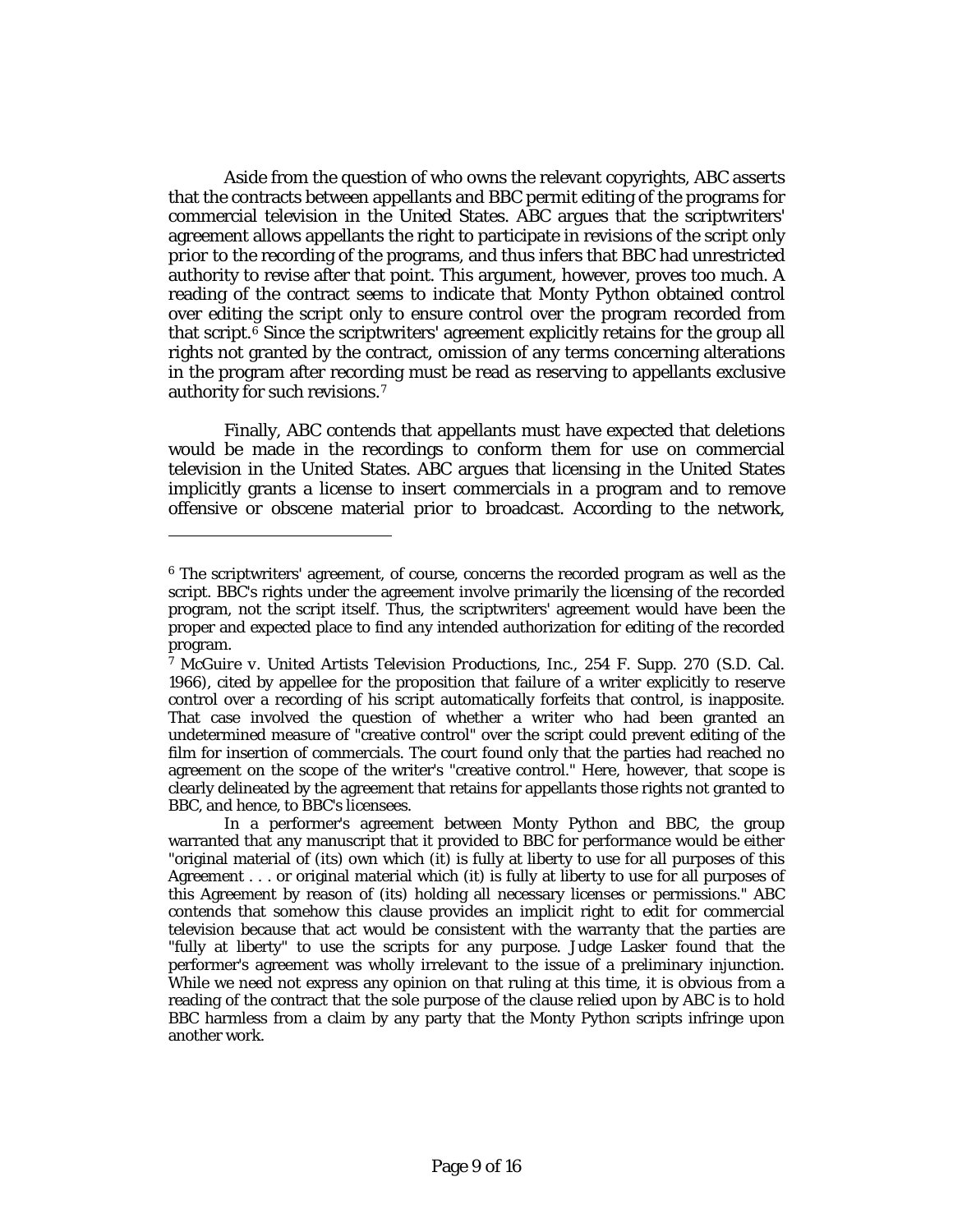Aside from the question of who owns the relevant copyrights, ABC asserts that the contracts between appellants and BBC permit editing of the programs for commercial television in the United States. ABC argues that the scriptwriters' agreement allows appellants the right to participate in revisions of the script only prior to the recording of the programs, and thus infers that BBC had unrestricted authority to revise after that point. This argument, however, proves too much. A reading of the contract seems to indicate that Monty Python obtained control over editing the script only to ensure control over the program recorded from that script.[6] Since the scriptwriters' agreement explicitly retains for the group all rights not granted by the contract, omission of any terms concerning alterations in the program after recording must be read as reserving to appellants exclusive authority for such revisions.[7]

Finally, ABC contends that appellants must have expected that deletions would be made in the recordings to conform them for use on commercial television in the United States. ABC argues that licensing in the United States implicitly grants a license to insert commercials in a program and to remove offensive or obscene material prior to broadcast. According to the network,

---

[6] The scriptwriters' agreement, of course, concerns the recorded program as well as the script. BBC's rights under the agreement involve primarily the licensing of the recorded program, not the script itself. Thus, the scriptwriters' agreement would have been the proper and expected place to find any intended authorization for editing of the recorded program.

[7] *McGuire v. United Artists Television Productions, Inc.*, 254 F. Supp. 270 (S.D. Cal. 1966), cited by appellee for the proposition that failure of a writer explicitly to reserve control over a recording of his script automatically forfeits that control, is inapposite. That case involved the question of whether a writer who had been granted an undetermined measure of "creative control" over the script could prevent editing of the film for insertion of commercials. The court found only that the parties had reached no agreement on the scope of the writer's "creative control." Here, however, that scope is clearly delineated by the agreement that retains for appellants those rights not granted to BBC, and hence, to BBC's licensees.

In a performer's agreement between Monty Python and BBC, the group warranted that any manuscript that it provided to BBC for performance would be either "original material of (its) own which (it) is fully at liberty to use for all purposes of this Agreement . . . or original material which (it) is fully at liberty to use for all purposes of this Agreement by reason of (its) holding all necessary licenses or permissions." ABC contends that somehow this clause provides an implicit right to edit for commercial television because that act would be consistent with the warranty that the parties are "fully at liberty" to use the scripts for any purpose. Judge Lasker found that the performer's agreement was wholly irrelevant to the issue of a preliminary injunction. While we need not express any opinion on that ruling at this time, it is obvious from a reading of the contract that the sole purpose of the clause relied upon by ABC is to hold BBC harmless from a claim by any party that the Monty Python scripts infringe upon another work.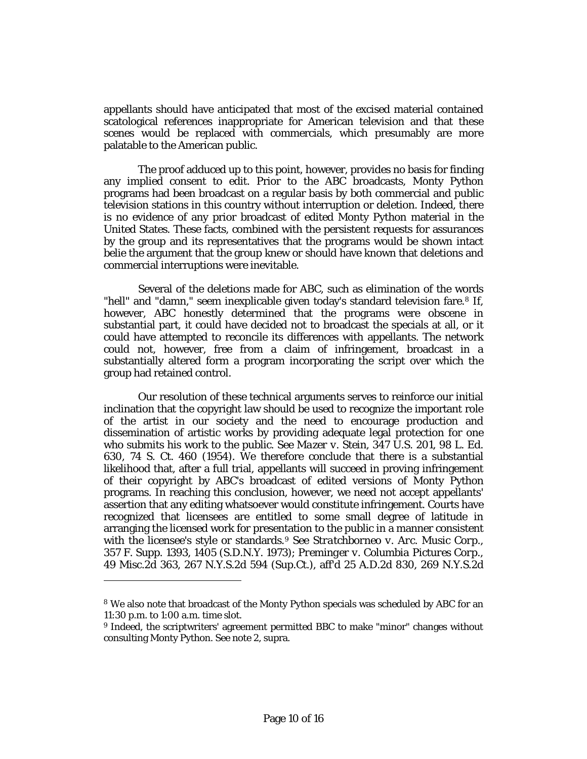appellants should have anticipated that most of the excised material contained scatological references inappropriate for American television and that these scenes would be replaced with commercials, which presumably are more palatable to the American public.

The proof adduced up to this point, however, provides no basis for finding any implied consent to edit. Prior to the ABC broadcasts, Monty Python programs had been broadcast on a regular basis by both commercial and public television stations in this country without interruption or deletion. Indeed, there is no evidence of any prior broadcast of edited Monty Python material in the United States. These facts, combined with the persistent requests for assurances by the group and its representatives that the programs would be shown intact belie the argument that the group knew or should have known that deletions and commercial interruptions were inevitable.

Several of the deletions made for ABC, such as elimination of the words "hell" and "damn," seem inexplicable given today's standard television fare.[8] If, however, ABC honestly determined that the programs were obscene in substantial part, it could have decided not to broadcast the specials at all, or it could have attempted to reconcile its differences with appellants. The network could not, however, free from a claim of infringement, broadcast in a substantially altered form a program incorporating the script over which the group had retained control.

Our resolution of these technical arguments serves to reinforce our initial inclination that the copyright law should be used to recognize the important role of the artist in our society and the need to encourage production and dissemination of artistic works by providing adequate legal protection for one who submits his work to the public. See *Mazer v. Stein*, 347 U.S. 201, 98 L. Ed. 630, 74 S. Ct. 460 (1954). We therefore conclude that there is a substantial likelihood that, after a full trial, appellants will succeed in proving infringement of their copyright by ABC's broadcast of edited versions of Monty Python programs. In reaching this conclusion, however, we need not accept appellants' assertion that any editing whatsoever would constitute infringement. Courts have recognized that licensees are entitled to some small degree of latitude in arranging the licensed work for presentation to the public in a manner consistent with the licensee's style or standards.[9] See *Stratchborneo v. Arc. Music Corp.*, 357 F. Supp. 1393, 1405 (S.D.N.Y. 1973); *Preminger v. Columbia Pictures Corp.*, 49 Misc.2d 363, 267 N.Y.S.2d 594 (Sup.Ct.), aff'd 25 A.D.2d 830, 269 N.Y.S.2d

---

[8] We also note that broadcast of the Monty Python specials was scheduled by ABC for an 11:30 p.m. to 1:00 a.m. time slot.

[9] Indeed, the scriptwriters' agreement permitted BBC to make "minor" changes without consulting Monty Python. See note 2, supra.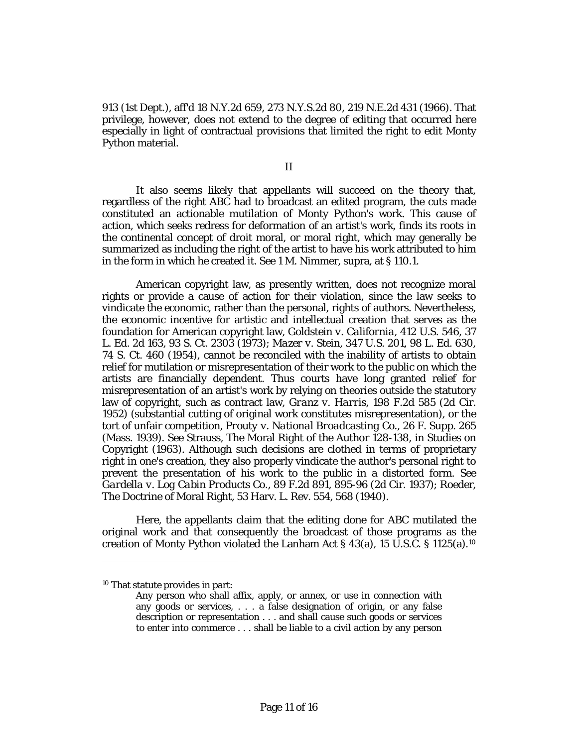913 (1st Dept.), aff'd 18 N.Y.2d 659, 273 N.Y.S.2d 80, 219 N.E.2d 431 (1966). That privilege, however, does not extend to the degree of editing that occurred here especially in light of contractual provisions that limited the right to edit Monty Python material.

II

It also seems likely that appellants will succeed on the theory that, regardless of the right ABC had to broadcast an edited program, the cuts made constituted an actionable mutilation of Monty Python's work. This cause of action, which seeks redress for deformation of an artist's work, finds its roots in the continental concept of droit moral, or moral right, which may generally be summarized as including the right of the artist to have his work attributed to him in the form in which he created it. See 1 M. Nimmer, supra, at § 110.1.

American copyright law, as presently written, does not recognize moral rights or provide a cause of action for their violation, since the law seeks to vindicate the economic, rather than the personal, rights of authors. Nevertheless, the economic incentive for artistic and intellectual creation that serves as the foundation for American copyright law, *Goldstein v. California*, 412 U.S. 546, 37 L. Ed. 2d 163, 93 S. Ct. 2303 (1973); *Mazer v. Stein*, 347 U.S. 201, 98 L. Ed. 630, 74 S. Ct. 460 (1954), cannot be reconciled with the inability of artists to obtain relief for mutilation or misrepresentation of their work to the public on which the artists are financially dependent. Thus courts have long granted relief for misrepresentation of an artist's work by relying on theories outside the statutory law of copyright, such as contract law, *Granz v. Harris*, 198 F.2d 585 (2d Cir. 1952) (substantial cutting of original work constitutes misrepresentation), or the tort of unfair competition, *Prouty v. National Broadcasting Co.*, 26 F. Supp. 265 (Mass. 1939). See Strauss, The Moral Right of the Author 128-138, in Studies on Copyright (1963). Although such decisions are clothed in terms of proprietary right in one's creation, they also properly vindicate the author's personal right to prevent the presentation of his work to the public in a distorted form. See *Gardella v. Log Cabin Products Co.*, 89 F.2d 891, 895-96 (2d Cir. 1937); Roeder, The Doctrine of Moral Right, 53 Harv. L. Rev. 554, 568 (1940).

Here, the appellants claim that the editing done for ABC mutilated the original work and that consequently the broadcast of those programs as the creation of Monty Python violated the Lanham Act § 43(a), 15 U.S.C. § 1125(a).[10]

---

[10] That statute provides in part:

> Any person who shall affix, apply, or annex, or use in connection with any goods or services, . . . a false designation of origin, or any false description or representation . . . and shall cause such goods or services to enter into commerce . . . shall be liable to a civil action by any person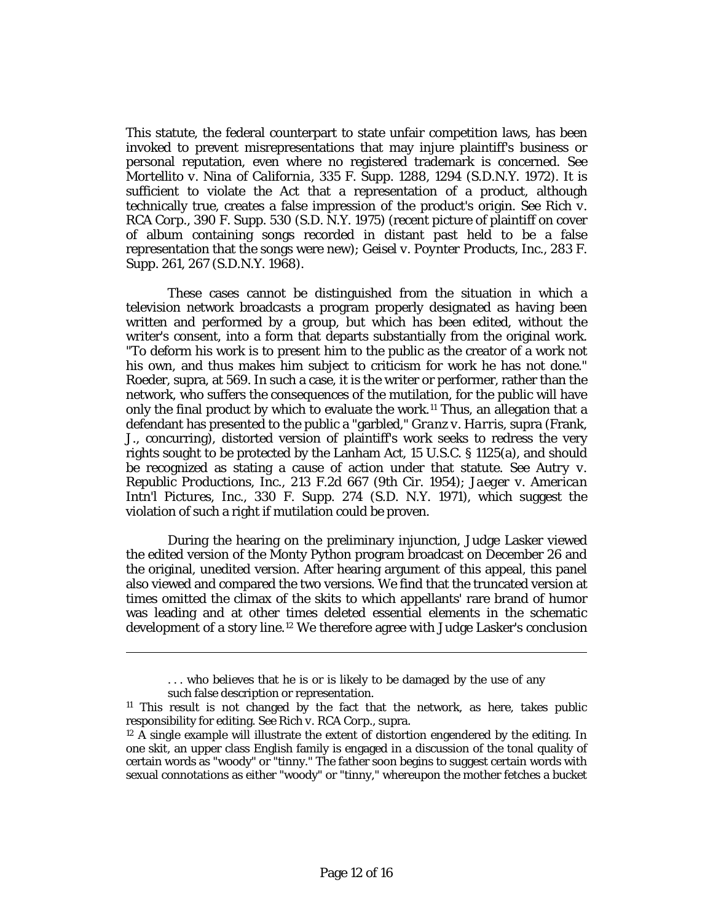This statute, the federal counterpart to state unfair competition laws, has been invoked to prevent misrepresentations that may injure plaintiff's business or personal reputation, even where no registered trademark is concerned. See *Mortellito v. Nina of California*, 335 F. Supp. 1288, 1294 (S.D.N.Y. 1972). It is sufficient to violate the Act that a representation of a product, although technically true, creates a false impression of the product's origin. See *Rich v. RCA Corp.*, 390 F. Supp. 530 (S.D. N.Y. 1975) (recent picture of plaintiff on cover of album containing songs recorded in distant past held to be a false representation that the songs were new); *Geisel v. Poynter Products, Inc.*, 283 F. Supp. 261, 267 (S.D.N.Y. 1968).

These cases cannot be distinguished from the situation in which a television network broadcasts a program properly designated as having been written and performed by a group, but which has been edited, without the writer's consent, into a form that departs substantially from the original work. "To deform his work is to present him to the public as the creator of a work not his own, and thus makes him subject to criticism for work he has not done." Roeder, supra, at 569. In such a case, it is the writer or performer, rather than the network, who suffers the consequences of the mutilation, for the public will have only the final product by which to evaluate the work.[11] Thus, an allegation that a defendant has presented to the public a "garbled," *Granz v. Harris*, supra (Frank, J., concurring), distorted version of plaintiff's work seeks to redress the very rights sought to be protected by the Lanham Act, 15 U.S.C. § 1125(a), and should be recognized as stating a cause of action under that statute. See *Autry v. Republic Productions, Inc.*, 213 F.2d 667 (9th Cir. 1954); *Jaeger v. American Intn'l Pictures, Inc.*, 330 F. Supp. 274 (S.D. N.Y. 1971), which suggest the violation of such a right if mutilation could be proven.

During the hearing on the preliminary injunction, Judge Lasker viewed the edited version of the Monty Python program broadcast on December 26 and the original, unedited version. After hearing argument of this appeal, this panel also viewed and compared the two versions. We find that the truncated version at times omitted the climax of the skits to which appellants' rare brand of humor was leading and at other times deleted essential elements in the schematic development of a story line.[12] We therefore agree with Judge Lasker's conclusion

---

. . . who believes that he is or is likely to be damaged by the use of any such false description or representation.

[11] This result is not changed by the fact that the network, as here, takes public responsibility for editing. See Rich v. RCA Corp., supra.

[12] A single example will illustrate the extent of distortion engendered by the editing. In one skit, an upper class English family is engaged in a discussion of the tonal quality of certain words as "woody" or "tinny." The father soon begins to suggest certain words with sexual connotations as either "woody" or "tinny," whereupon the mother fetches a bucket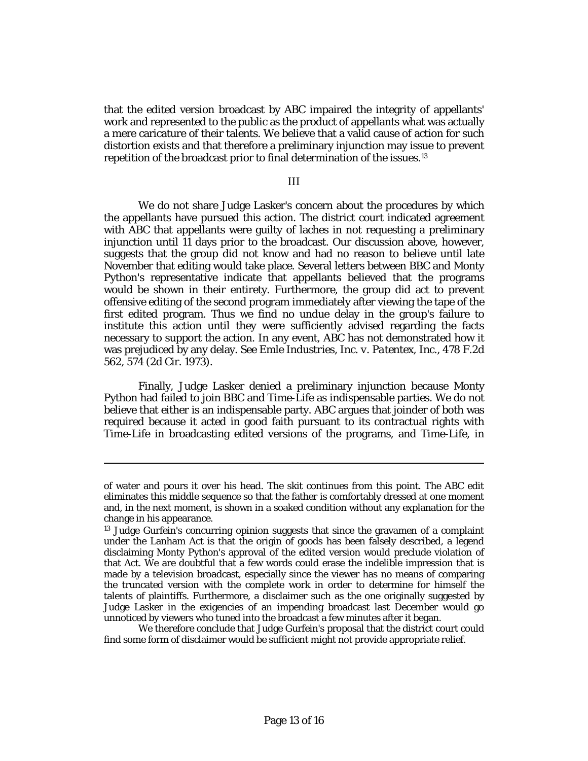that the edited version broadcast by ABC impaired the integrity of appellants' work and represented to the public as the product of appellants what was actually a mere caricature of their talents. We believe that a valid cause of action for such distortion exists and that therefore a preliminary injunction may issue to prevent repetition of the broadcast prior to final determination of the issues.[13]

III

We do not share Judge Lasker's concern about the procedures by which the appellants have pursued this action. The district court indicated agreement with ABC that appellants were guilty of laches in not requesting a preliminary injunction until 11 days prior to the broadcast. Our discussion above, however, suggests that the group did not know and had no reason to believe until late November that editing would take place. Several letters between BBC and Monty Python's representative indicate that appellants believed that the programs would be shown in their entirety. Furthermore, the group did act to prevent offensive editing of the second program immediately after viewing the tape of the first edited program. Thus we find no undue delay in the group's failure to institute this action until they were sufficiently advised regarding the facts necessary to support the action. In any event, ABC has not demonstrated how it was prejudiced by any delay. See *Emle Industries, Inc. v. Patentex, Inc.*, 478 F.2d 562, 574 (2d Cir. 1973).

Finally, Judge Lasker denied a preliminary injunction because Monty Python had failed to join BBC and Time-Life as indispensable parties. We do not believe that either is an indispensable party. ABC argues that joinder of both was required because it acted in good faith pursuant to its contractual rights with Time-Life in broadcasting edited versions of the programs, and Time-Life, in

---

of water and pours it over his head. The skit continues from this point. The ABC edit eliminates this middle sequence so that the father is comfortably dressed at one moment and, in the next moment, is shown in a soaked condition without any explanation for the change in his appearance.

[13] Judge Gurfein's concurring opinion suggests that since the gravamen of a complaint under the Lanham Act is that the origin of goods has been falsely described, a legend disclaiming Monty Python's approval of the edited version would preclude violation of that Act. We are doubtful that a few words could erase the indelible impression that is made by a television broadcast, especially since the viewer has no means of comparing the truncated version with the complete work in order to determine for himself the talents of plaintiffs. Furthermore, a disclaimer such as the one originally suggested by Judge Lasker in the exigencies of an impending broadcast last December would go unnoticed by viewers who tuned into the broadcast a few minutes after it began.

We therefore conclude that Judge Gurfein's proposal that the district court could find some form of disclaimer would be sufficient might not provide appropriate relief.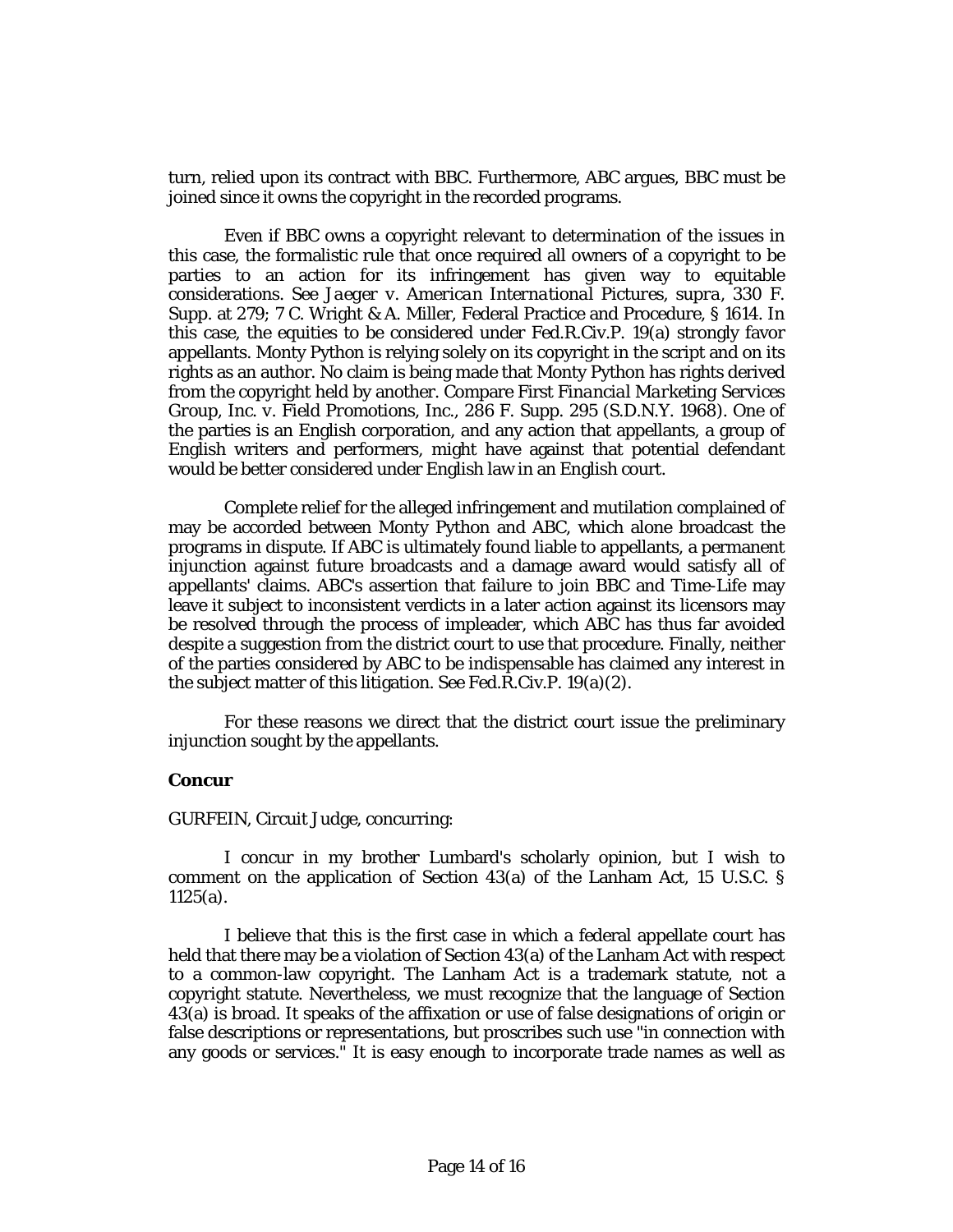turn, relied upon its contract with BBC. Furthermore, ABC argues, BBC must be joined since it owns the copyright in the recorded programs.

Even if BBC owns a copyright relevant to determination of the issues in this case, the formalistic rule that once required all owners of a copyright to be parties to an action for its infringement has given way to equitable considerations. See *Jaeger v. American International Pictures*, *supra*, 330 F. Supp. at 279; 7 C. Wright & A. Miller, Federal Practice and Procedure, § 1614. In this case, the equities to be considered under Fed.R.Civ.P. 19(a) strongly favor appellants. Monty Python is relying solely on its copyright in the script and on its rights as an author. No claim is being made that Monty Python has rights derived from the copyright held by another. Compare *First Financial Marketing Services Group, Inc. v. Field Promotions, Inc.*, 286 F. Supp. 295 (S.D.N.Y. 1968). One of the parties is an English corporation, and any action that appellants, a group of English writers and performers, might have against that potential defendant would be better considered under English law in an English court.

Complete relief for the alleged infringement and mutilation complained of may be accorded between Monty Python and ABC, which alone broadcast the programs in dispute. If ABC is ultimately found liable to appellants, a permanent injunction against future broadcasts and a damage award would satisfy all of appellants' claims. ABC's assertion that failure to join BBC and Time-Life may leave it subject to inconsistent verdicts in a later action against its licensors may be resolved through the process of impleader, which ABC has thus far avoided despite a suggestion from the district court to use that procedure. Finally, neither of the parties considered by ABC to be indispensable has claimed any interest in the subject matter of this litigation. See Fed.R.Civ.P. 19(a)(2).

For these reasons we direct that the district court issue the preliminary injunction sought by the appellants.

### Concur

GURFEIN, Circuit Judge, concurring:

I concur in my brother Lumbard's scholarly opinion, but I wish to comment on the application of Section 43(a) of the Lanham Act, 15 U.S.C. § 1125(a).

I believe that this is the first case in which a federal appellate court has held that there may be a violation of Section 43(a) of the Lanham Act with respect to a common-law copyright. The Lanham Act is a trademark statute, not a copyright statute. Nevertheless, we must recognize that the language of Section 43(a) is broad. It speaks of the affixation or use of false designations of origin or false descriptions or representations, but proscribes such use "in connection with any goods or services." It is easy enough to incorporate trade names as well as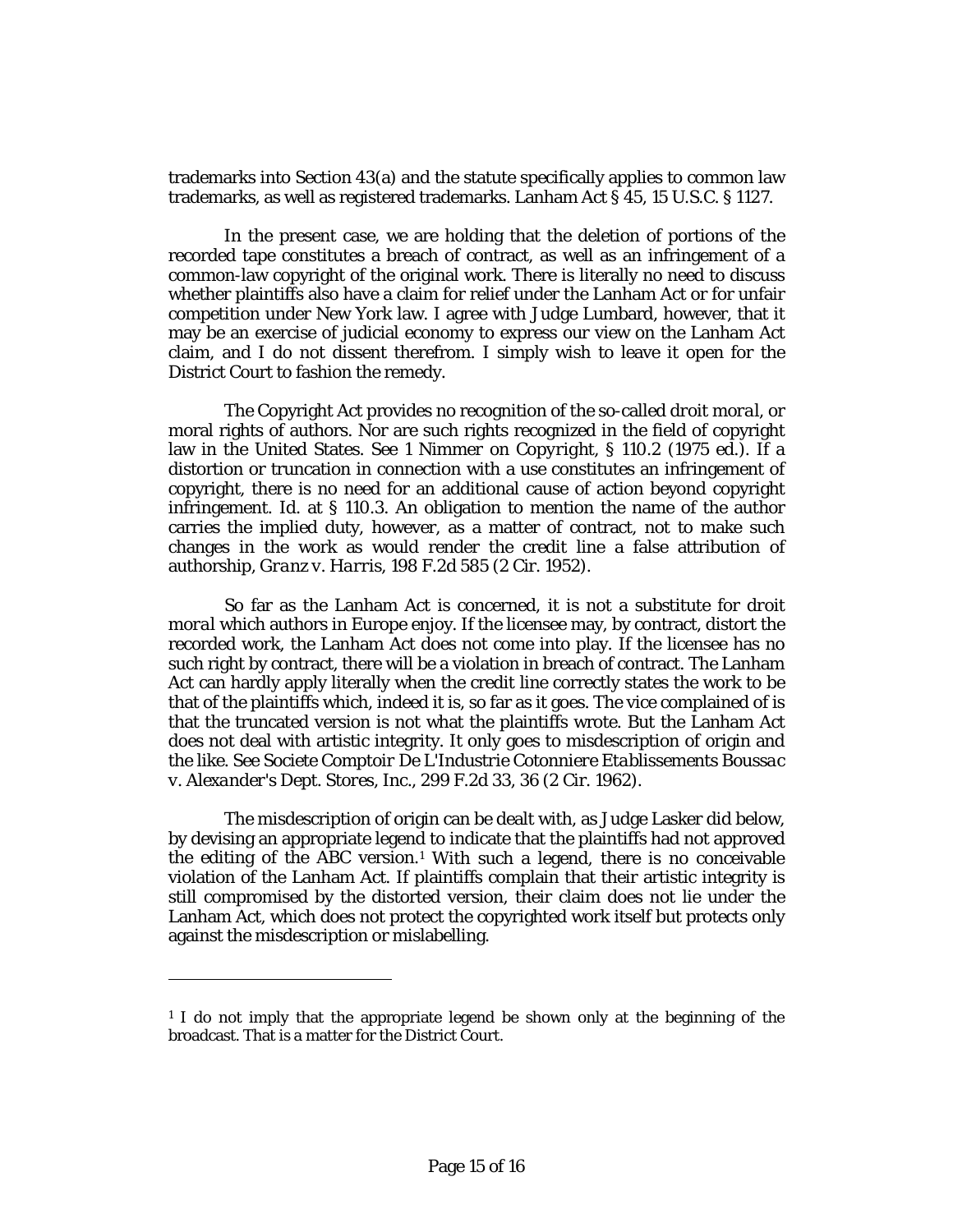trademarks into Section 43(a) and the statute specifically applies to common law trademarks, as well as registered trademarks. Lanham Act § 45, 15 U.S.C. § 1127.

In the present case, we are holding that the deletion of portions of the recorded tape constitutes a breach of contract, as well as an infringement of a common-law copyright of the original work. There is literally no need to discuss whether plaintiffs also have a claim for relief under the Lanham Act or for unfair competition under New York law. I agree with Judge Lumbard, however, that it may be an exercise of judicial economy to express our view on the Lanham Act claim, and I do not dissent therefrom. I simply wish to leave it open for the District Court to fashion the remedy.

The Copyright Act provides no recognition of the so-called *droit moral*, or moral rights of authors. Nor are such rights recognized in the field of copyright law in the United States. See 1 Nimmer on Copyright, § 110.2 (1975 ed.). If a distortion or truncation in connection with a use constitutes an infringement of copyright, there is no need for an additional cause of action beyond copyright infringement. *Id.* at § 110.3. An obligation to mention the name of the author carries the implied duty, however, as a matter of contract, not to make such changes in the work as would render the credit line a false attribution of authorship, *Granz v. Harris*, 198 F.2d 585 (2 Cir. 1952).

So far as the Lanham Act is concerned, it is not a substitute for *droit moral* which authors in Europe enjoy. If the licensee may, by contract, distort the recorded work, the Lanham Act does not come into play. If the licensee has no such right by contract, there will be a violation in breach of contract. The Lanham Act can hardly apply literally when the credit line correctly states the work to be that of the plaintiffs which, indeed it is, so far as it goes. The vice complained of is that the truncated version is not what the plaintiffs wrote. But the Lanham Act does not deal with artistic integrity. It only goes to misdescription of origin and the like. See *Societe Comptoir De L'Industrie Cotonniere Etablissements Boussac v. Alexander's Dept. Stores, Inc.*, 299 F.2d 33, 36 (2 Cir. 1962).

The misdescription of origin can be dealt with, as Judge Lasker did below, by devising an appropriate legend to indicate that the plaintiffs had not approved the editing of the ABC version.[1] With such a legend, there is no conceivable violation of the Lanham Act. If plaintiffs complain that their artistic integrity is still compromised by the distorted version, their claim does not lie under the Lanham Act, which does not protect the copyrighted work itself but protects only against the misdescription or mislabelling.

---

[1] I do not imply that the appropriate legend be shown only at the beginning of the broadcast. That is a matter for the District Court.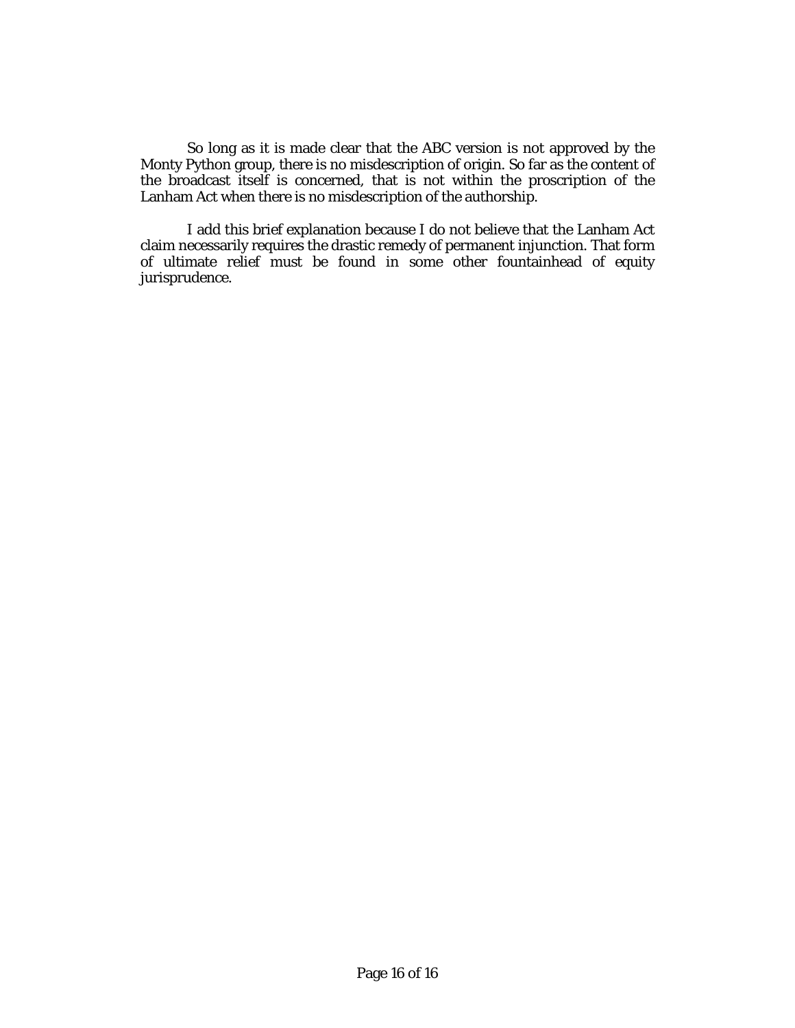So long as it is made clear that the ABC version is not approved by the Monty Python group, there is no misdescription of origin. So far as the content of the broadcast itself is concerned, that is not within the proscription of the Lanham Act when there is no misdescription of the authorship.

I add this brief explanation because I do not believe that the Lanham Act claim necessarily requires the drastic remedy of permanent injunction. That form of ultimate relief must be found in some other fountainhead of equity jurisprudence.